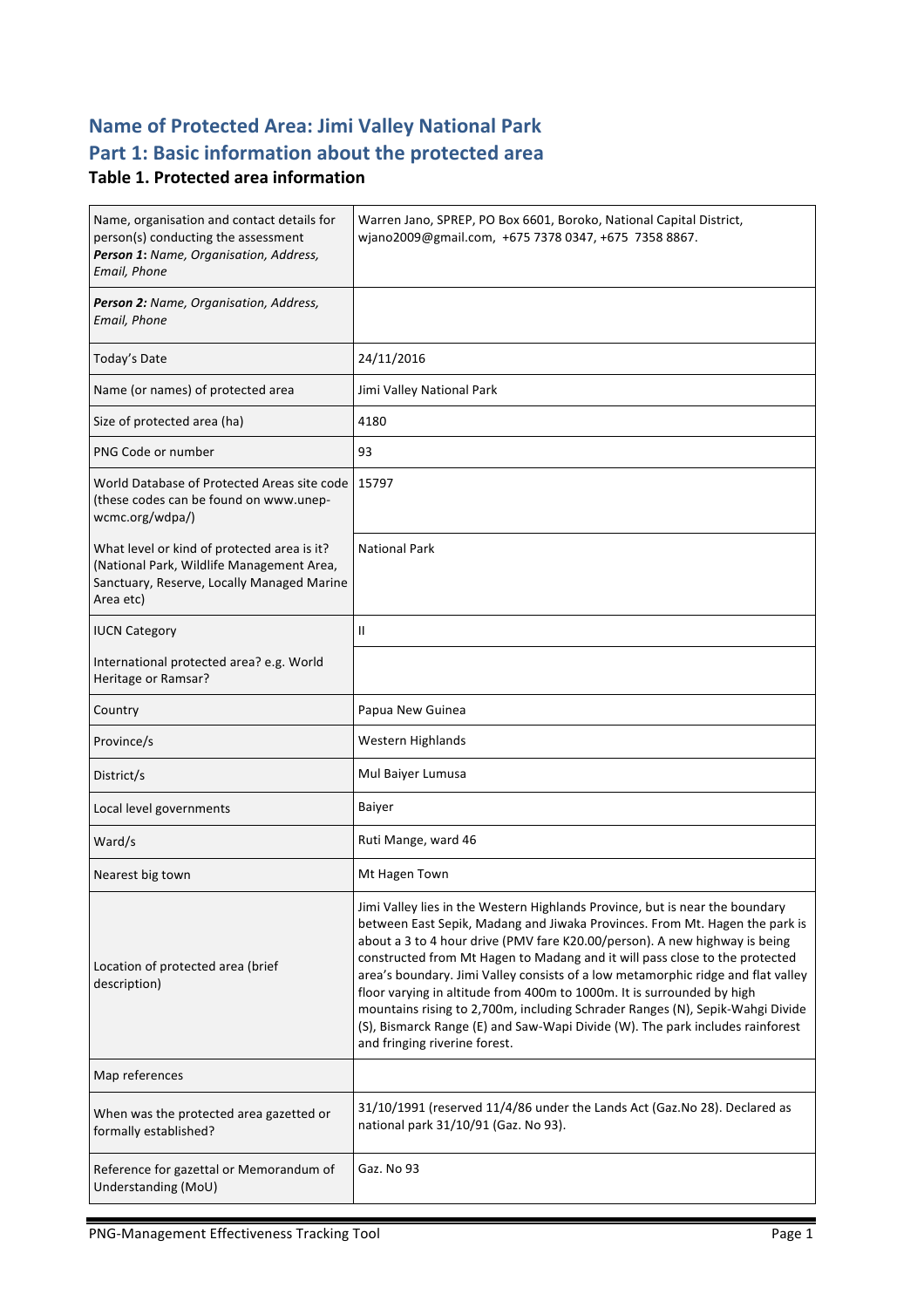# Name of Protected Area: Jimi Valley National Park

## Part 1: Basic information about the protected area

### Table 1. Protected area information

| | |
|---|---|
| Name, organisation and contact details for person(s) conducting the assessment<br>***Person 1:** Name, Organisation, Address, Email, Phone* | Warren Jano, SPREP, PO Box 6601, Boroko, National Capital District, wjano2009@gmail.com, +675 7378 0347, +675 7358 8867. |
| ***Person 2:** Name, Organisation, Address, Email, Phone* | |
| Today's Date | 24/11/2016 |
| Name (or names) of protected area | Jimi Valley National Park |
| Size of protected area (ha) | 4180 |
| PNG Code or number | 93 |
| World Database of Protected Areas site code (these codes can be found on www.unep-wcmc.org/wdpa/) | 15797 |
| What level or kind of protected area is it? (National Park, Wildlife Management Area, Sanctuary, Reserve, Locally Managed Marine Area etc) | National Park |
| IUCN Category | II |
| International protected area? e.g. World Heritage or Ramsar? | |
| Country | Papua New Guinea |
| Province/s | Western Highlands |
| District/s | Mul Baiyer Lumusa |
| Local level governments | Baiyer |
| Ward/s | Ruti Mange, ward 46 |
| Nearest big town | Mt Hagen Town |
| Location of protected area (brief description) | Jimi Valley lies in the Western Highlands Province, but is near the boundary between East Sepik, Madang and Jiwaka Provinces. From Mt. Hagen the park is about a 3 to 4 hour drive (PMV fare K20.00/person). A new highway is being constructed from Mt Hagen to Madang and it will pass close to the protected area's boundary. Jimi Valley consists of a low metamorphic ridge and flat valley floor varying in altitude from 400m to 1000m. It is surrounded by high mountains rising to 2,700m, including Schrader Ranges (N), Sepik-Wahgi Divide (S), Bismarck Range (E) and Saw-Wapi Divide (W). The park includes rainforest and fringing riverine forest. |
| Map references | |
| When was the protected area gazetted or formally established? | 31/10/1991 (reserved 11/4/86 under the Lands Act (Gaz.No 28). Declared as national park 31/10/91 (Gaz. No 93). |
| Reference for gazettal or Memorandum of Understanding (MoU) | Gaz. No 93 |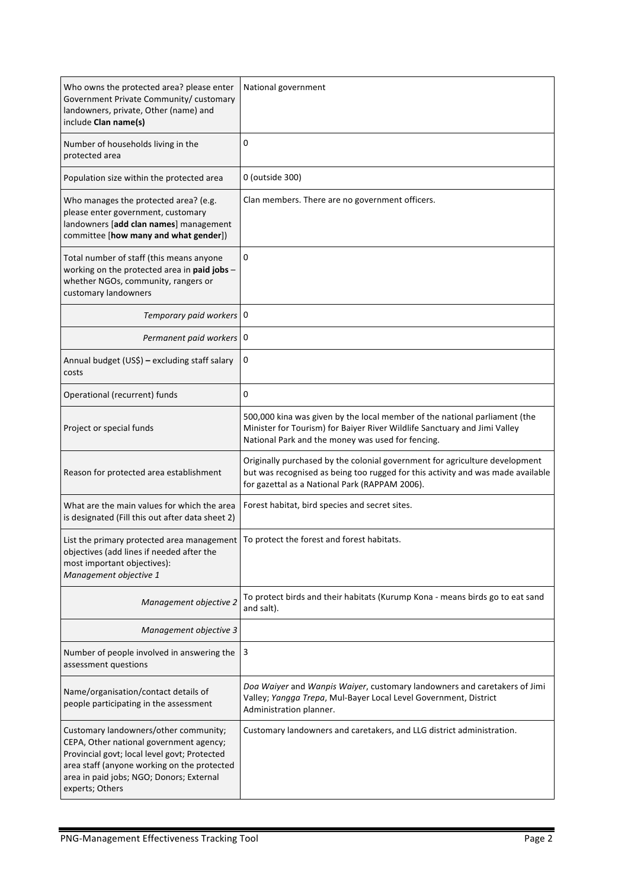| | |
|---|---|
| Who owns the protected area? please enter Government Private Community/ customary landowners, private, Other (name) and include **Clan name(s)** | National government |
| Number of households living in the protected area | 0 |
| Population size within the protected area | 0 (outside 300) |
| Who manages the protected area? (e.g. please enter government, customary landowners [**add clan names**] management committee [**how many and what gender**]) | Clan members. There are no government officers. |
| Total number of staff (this means anyone working on the protected area in **paid jobs** – whether NGOs, community, rangers or customary landowners | 0 |
| *Temporary paid workers* | 0 |
| *Permanent paid workers* | 0 |
| Annual budget (US$) **–** excluding staff salary costs | 0 |
| Operational (recurrent) funds | 0 |
| Project or special funds | 500,000 kina was given by the local member of the national parliament (the Minister for Tourism) for Baiyer River Wildlife Sanctuary and Jimi Valley National Park and the money was used for fencing. |
| Reason for protected area establishment | Originally purchased by the colonial government for agriculture development but was recognised as being too rugged for this activity and was made available for gazettal as a National Park (RAPPAM 2006). |
| What are the main values for which the area is designated (Fill this out after data sheet 2) | Forest habitat, bird species and secret sites. |
| List the primary protected area management objectives (add lines if needed after the most important objectives): *Management objective 1* | To protect the forest and forest habitats. |
| *Management objective 2* | To protect birds and their habitats (Kurump Kona - means birds go to eat sand and salt). |
| *Management objective 3* | |
| Number of people involved in answering the assessment questions | 3 |
| Name/organisation/contact details of people participating in the assessment | *Doa Waiyer* and *Wanpis Waiyer*, customary landowners and caretakers of Jimi Valley; *Yangga Trepa*, Mul-Bayer Local Level Government, District Administration planner. |
| Customary landowners/other community; CEPA, Other national government agency; Provincial govt; local level govt; Protected area staff (anyone working on the protected area in paid jobs; NGO; Donors; External experts; Others | Customary landowners and caretakers, and LLG district administration. |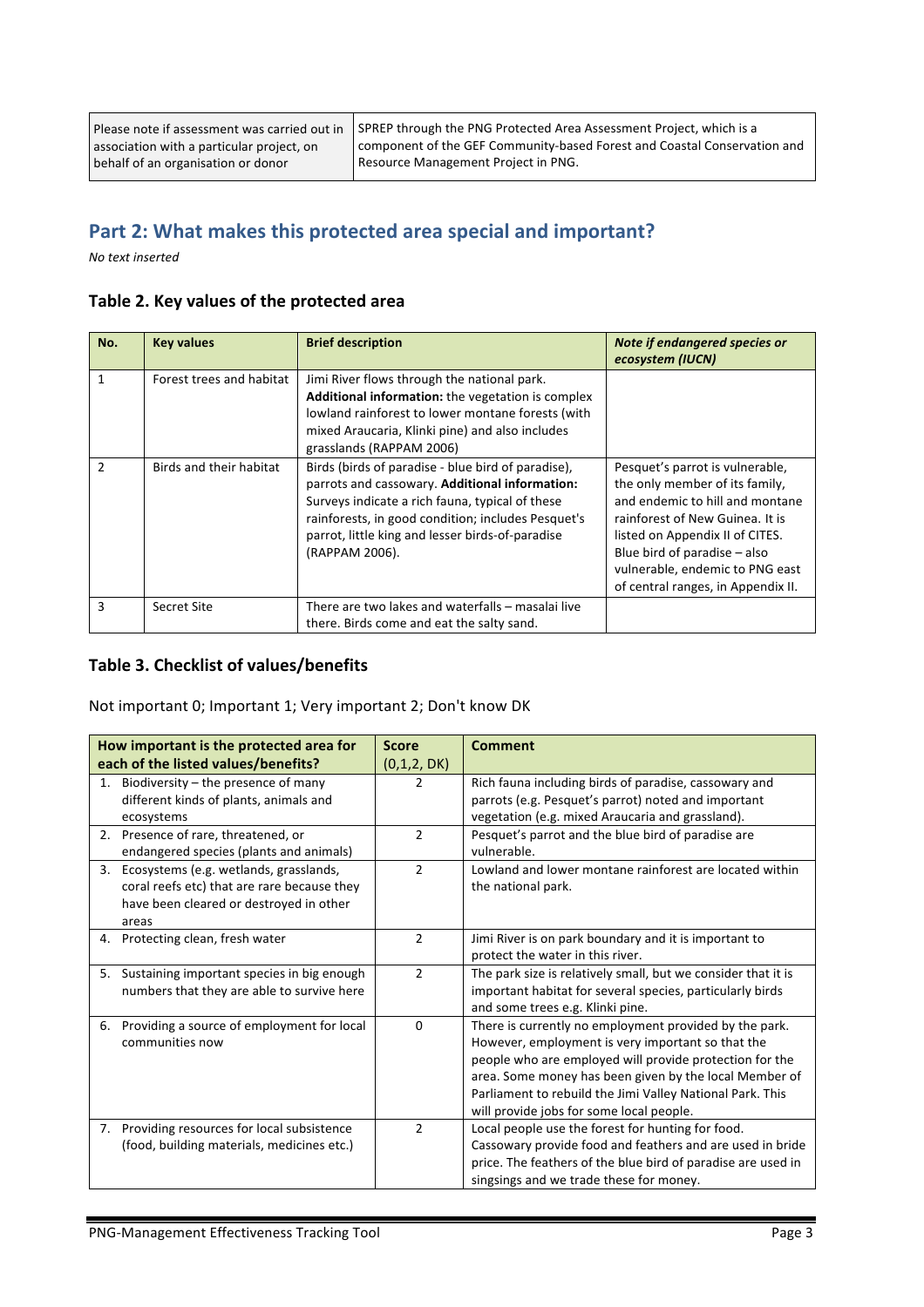| Please note if assessment was carried out in association with a particular project, on behalf of an organisation or donor | SPREP through the PNG Protected Area Assessment Project, which is a component of the GEF Community-based Forest and Coastal Conservation and Resource Management Project in PNG. |
|---|---|

## Part 2: What makes this protected area special and important?

*No text inserted*

### Table 2. Key values of the protected area

| No. | Key values | Brief description | *Note if endangered species or ecosystem (IUCN)* |
|---|---|---|---|
| 1 | Forest trees and habitat | Jimi River flows through the national park. **Additional information:** the vegetation is complex lowland rainforest to lower montane forests (with mixed Araucaria, Klinki pine) and also includes grasslands (RAPPAM 2006) | |
| 2 | Birds and their habitat | Birds (birds of paradise - blue bird of paradise), parrots and cassowary. **Additional information:** Surveys indicate a rich fauna, typical of these rainforests, in good condition; includes Pesquet's parrot, little king and lesser birds-of-paradise (RAPPAM 2006). | Pesquet's parrot is vulnerable, the only member of its family, and endemic to hill and montane rainforest of New Guinea. It is listed on Appendix II of CITES. Blue bird of paradise – also vulnerable, endemic to PNG east of central ranges, in Appendix II. |
| 3 | Secret Site | There are two lakes and waterfalls – masalai live there. Birds come and eat the salty sand. | |

### Table 3. Checklist of values/benefits

Not important 0; Important 1; Very important 2; Don't know DK

| How important is the protected area for each of the listed values/benefits? | Score (0,1,2, DK) | Comment |
|---|---|---|
| 1. Biodiversity – the presence of many different kinds of plants, animals and ecosystems | 2 | Rich fauna including birds of paradise, cassowary and parrots (e.g. Pesquet's parrot) noted and important vegetation (e.g. mixed Araucaria and grassland). |
| 2. Presence of rare, threatened, or endangered species (plants and animals) | 2 | Pesquet's parrot and the blue bird of paradise are vulnerable. |
| 3. Ecosystems (e.g. wetlands, grasslands, coral reefs etc) that are rare because they have been cleared or destroyed in other areas | 2 | Lowland and lower montane rainforest are located within the national park. |
| 4. Protecting clean, fresh water | 2 | Jimi River is on park boundary and it is important to protect the water in this river. |
| 5. Sustaining important species in big enough numbers that they are able to survive here | 2 | The park size is relatively small, but we consider that it is important habitat for several species, particularly birds and some trees e.g. Klinki pine. |
| 6. Providing a source of employment for local communities now | 0 | There is currently no employment provided by the park. However, employment is very important so that the people who are employed will provide protection for the area. Some money has been given by the local Member of Parliament to rebuild the Jimi Valley National Park. This will provide jobs for some local people. |
| 7. Providing resources for local subsistence (food, building materials, medicines etc.) | 2 | Local people use the forest for hunting for food. Cassowary provide food and feathers and are used in bride price. The feathers of the blue bird of paradise are used in singsings and we trade these for money. |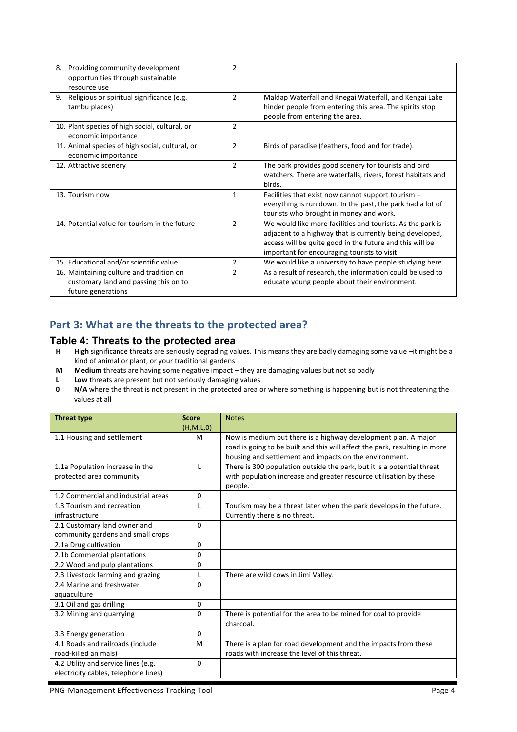| | | |
|---|---|---|
| 8. Providing community development opportunities through sustainable resource use | 2 | |
| 9. Religious or spiritual significance (e.g. tambu places) | 2 | Maldap Waterfall and Knegai Waterfall, and Kengai Lake hinder people from entering this area. The spirits stop people from entering the area. |
| 10. Plant species of high social, cultural, or economic importance | 2 | |
| 11. Animal species of high social, cultural, or economic importance | 2 | Birds of paradise (feathers, food and for trade). |
| 12. Attractive scenery | 2 | The park provides good scenery for tourists and bird watchers. There are waterfalls, rivers, forest habitats and birds. |
| 13. Tourism now | 1 | Facilities that exist now cannot support tourism – everything is run down. In the past, the park had a lot of tourists who brought in money and work. |
| 14. Potential value for tourism in the future | 2 | We would like more facilities and tourists. As the park is adjacent to a highway that is currently being developed, access will be quite good in the future and this will be important for encouraging tourists to visit. |
| 15. Educational and/or scientific value | 2 | We would like a university to have people studying here. |
| 16. Maintaining culture and tradition on customary land and passing this on to future generations | 2 | As a result of research, the information could be used to educate young people about their environment. |

## Part 3: What are the threats to the protected area?

### Table 4: Threats to the protected area

- **H** **High** significance threats are seriously degrading values. This means they are badly damaging some value –it might be a kind of animal or plant, or your traditional gardens
- **M** **Medium** threats are having some negative impact – they are damaging values but not so badly
- **L** **Low** threats are present but not seriously damaging values
- **0** **N/A** where the threat is not present in the protected area or where something is happening but is not threatening the values at all

| Threat type | Score (H,M,L,0) | Notes |
|---|---|---|
| 1.1 Housing and settlement | M | Now is medium but there is a highway development plan. A major road is going to be built and this will affect the park, resulting in more housing and settlement and impacts on the environment. |
| 1.1a Population increase in the protected area community | L | There is 300 population outside the park, but it is a potential threat with population increase and greater resource utilisation by these people. |
| 1.2 Commercial and industrial areas | 0 | |
| 1.3 Tourism and recreation infrastructure | L | Tourism may be a threat later when the park develops in the future. Currently there is no threat. |
| 2.1 Customary land owner and community gardens and small crops | 0 | |
| 2.1a Drug cultivation | 0 | |
| 2.1b Commercial plantations | 0 | |
| 2.2 Wood and pulp plantations | 0 | |
| 2.3 Livestock farming and grazing | L | There are wild cows in Jimi Valley. |
| 2.4 Marine and freshwater aquaculture | 0 | |
| 3.1 Oil and gas drilling | 0 | |
| 3.2 Mining and quarrying | 0 | There is potential for the area to be mined for coal to provide charcoal. |
| 3.3 Energy generation | 0 | |
| 4.1 Roads and railroads (include road-killed animals) | M | There is a plan for road development and the impacts from these roads with increase the level of this threat. |
| 4.2 Utility and service lines (e.g. electricity cables, telephone lines) | 0 | |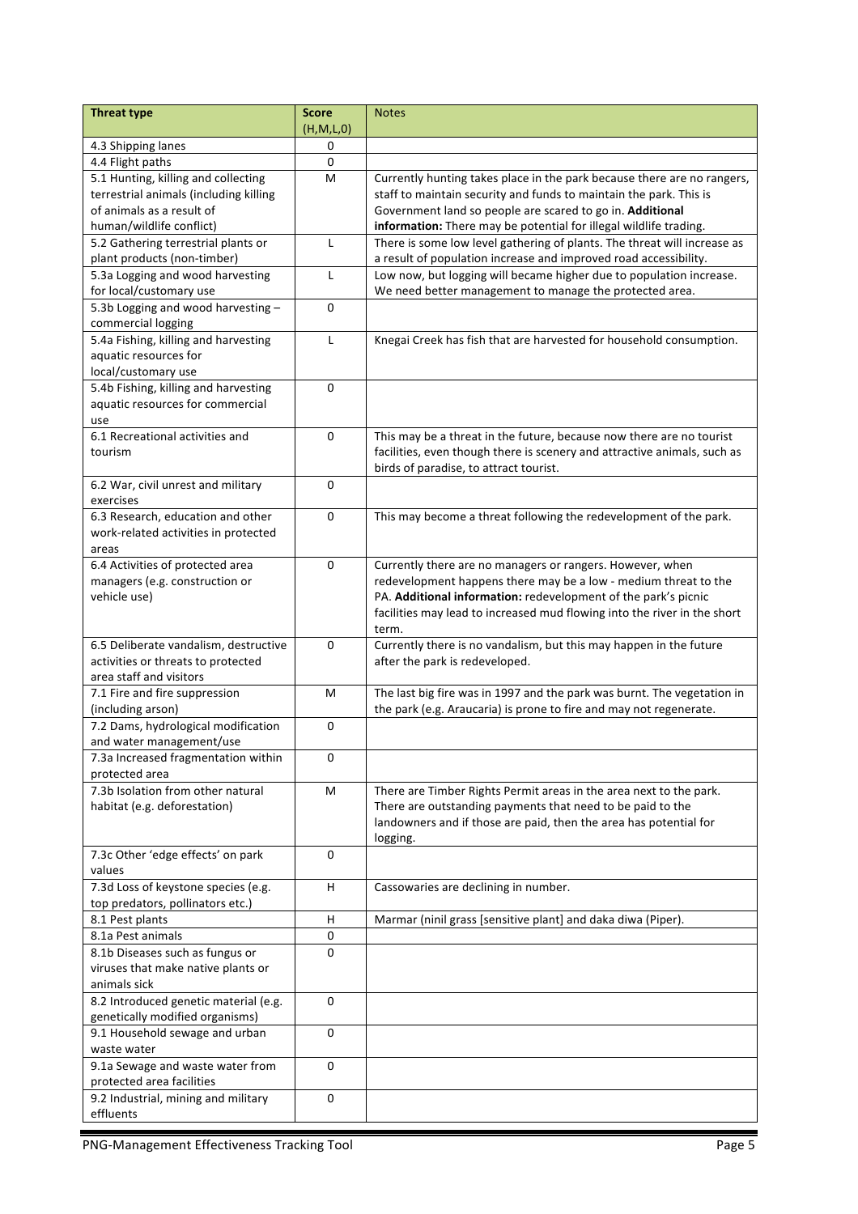| Threat type | Score (H,M,L,0) | Notes |
|---|---|---|
| 4.3 Shipping lanes | 0 | |
| 4.4 Flight paths | 0 | |
| 5.1 Hunting, killing and collecting terrestrial animals (including killing of animals as a result of human/wildlife conflict) | M | Currently hunting takes place in the park because there are no rangers, staff to maintain security and funds to maintain the park. This is Government land so people are scared to go in. **Additional information:** There may be potential for illegal wildlife trading. |
| 5.2 Gathering terrestrial plants or plant products (non-timber) | L | There is some low level gathering of plants. The threat will increase as a result of population increase and improved road accessibility. |
| 5.3a Logging and wood harvesting for local/customary use | L | Low now, but logging will became higher due to population increase. We need better management to manage the protected area. |
| 5.3b Logging and wood harvesting – commercial logging | 0 | |
| 5.4a Fishing, killing and harvesting aquatic resources for local/customary use | L | Knegai Creek has fish that are harvested for household consumption. |
| 5.4b Fishing, killing and harvesting aquatic resources for commercial use | 0 | |
| 6.1 Recreational activities and tourism | 0 | This may be a threat in the future, because now there are no tourist facilities, even though there is scenery and attractive animals, such as birds of paradise, to attract tourist. |
| 6.2 War, civil unrest and military exercises | 0 | |
| 6.3 Research, education and other work-related activities in protected areas | 0 | This may become a threat following the redevelopment of the park. |
| 6.4 Activities of protected area managers (e.g. construction or vehicle use) | 0 | Currently there are no managers or rangers. However, when redevelopment happens there may be a low - medium threat to the PA. **Additional information:** redevelopment of the park's picnic facilities may lead to increased mud flowing into the river in the short term. |
| 6.5 Deliberate vandalism, destructive activities or threats to protected area staff and visitors | 0 | Currently there is no vandalism, but this may happen in the future after the park is redeveloped. |
| 7.1 Fire and fire suppression (including arson) | M | The last big fire was in 1997 and the park was burnt. The vegetation in the park (e.g. Araucaria) is prone to fire and may not regenerate. |
| 7.2 Dams, hydrological modification and water management/use | 0 | |
| 7.3a Increased fragmentation within protected area | 0 | |
| 7.3b Isolation from other natural habitat (e.g. deforestation) | M | There are Timber Rights Permit areas in the area next to the park. There are outstanding payments that need to be paid to the landowners and if those are paid, then the area has potential for logging. |
| 7.3c Other 'edge effects' on park values | 0 | |
| 7.3d Loss of keystone species (e.g. top predators, pollinators etc.) | H | Cassowaries are declining in number. |
| 8.1 Pest plants | H | Marmar (ninil grass [sensitive plant] and daka diwa (Piper). |
| 8.1a Pest animals | 0 | |
| 8.1b Diseases such as fungus or viruses that make native plants or animals sick | 0 | |
| 8.2 Introduced genetic material (e.g. genetically modified organisms) | 0 | |
| 9.1 Household sewage and urban waste water | 0 | |
| 9.1a Sewage and waste water from protected area facilities | 0 | |
| 9.2 Industrial, mining and military effluents | 0 | |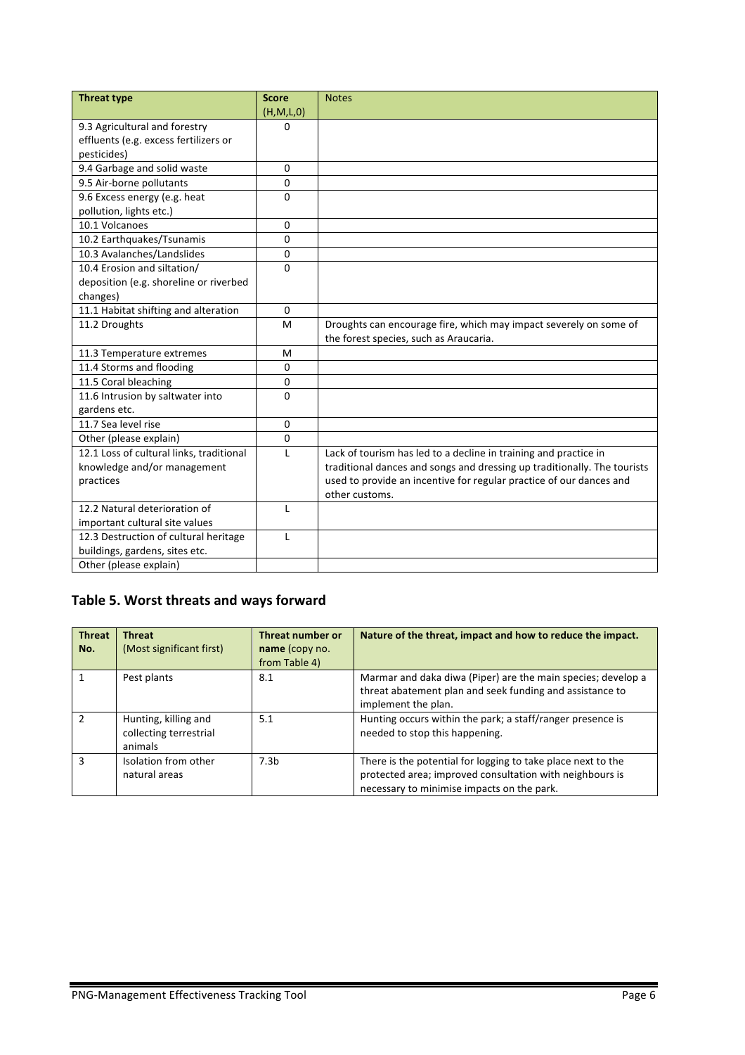| Threat type | Score (H,M,L,0) | Notes |
| --- | --- | --- |
| 9.3 Agricultural and forestry effluents (e.g. excess fertilizers or pesticides) | 0 | |
| 9.4 Garbage and solid waste | 0 | |
| 9.5 Air-borne pollutants | 0 | |
| 9.6 Excess energy (e.g. heat pollution, lights etc.) | 0 | |
| 10.1 Volcanoes | 0 | |
| 10.2 Earthquakes/Tsunamis | 0 | |
| 10.3 Avalanches/Landslides | 0 | |
| 10.4 Erosion and siltation/ deposition (e.g. shoreline or riverbed changes) | 0 | |
| 11.1 Habitat shifting and alteration | 0 | |
| 11.2 Droughts | M | Droughts can encourage fire, which may impact severely on some of the forest species, such as Araucaria. |
| 11.3 Temperature extremes | M | |
| 11.4 Storms and flooding | 0 | |
| 11.5 Coral bleaching | 0 | |
| 11.6 Intrusion by saltwater into gardens etc. | 0 | |
| 11.7 Sea level rise | 0 | |
| Other (please explain) | 0 | |
| 12.1 Loss of cultural links, traditional knowledge and/or management practices | L | Lack of tourism has led to a decline in training and practice in traditional dances and songs and dressing up traditionally. The tourists used to provide an incentive for regular practice of our dances and other customs. |
| 12.2 Natural deterioration of important cultural site values | L | |
| 12.3 Destruction of cultural heritage buildings, gardens, sites etc. | L | |
| Other (please explain) | | |

## Table 5. Worst threats and ways forward

| Threat No. | Threat (Most significant first) | Threat number or name (copy no. from Table 4) | Nature of the threat, impact and how to reduce the impact. |
| --- | --- | --- | --- |
| 1 | Pest plants | 8.1 | Marmar and daka diwa (Piper) are the main species; develop a threat abatement plan and seek funding and assistance to implement the plan. |
| 2 | Hunting, killing and collecting terrestrial animals | 5.1 | Hunting occurs within the park; a staff/ranger presence is needed to stop this happening. |
| 3 | Isolation from other natural areas | 7.3b | There is the potential for logging to take place next to the protected area; improved consultation with neighbours is necessary to minimise impacts on the park. |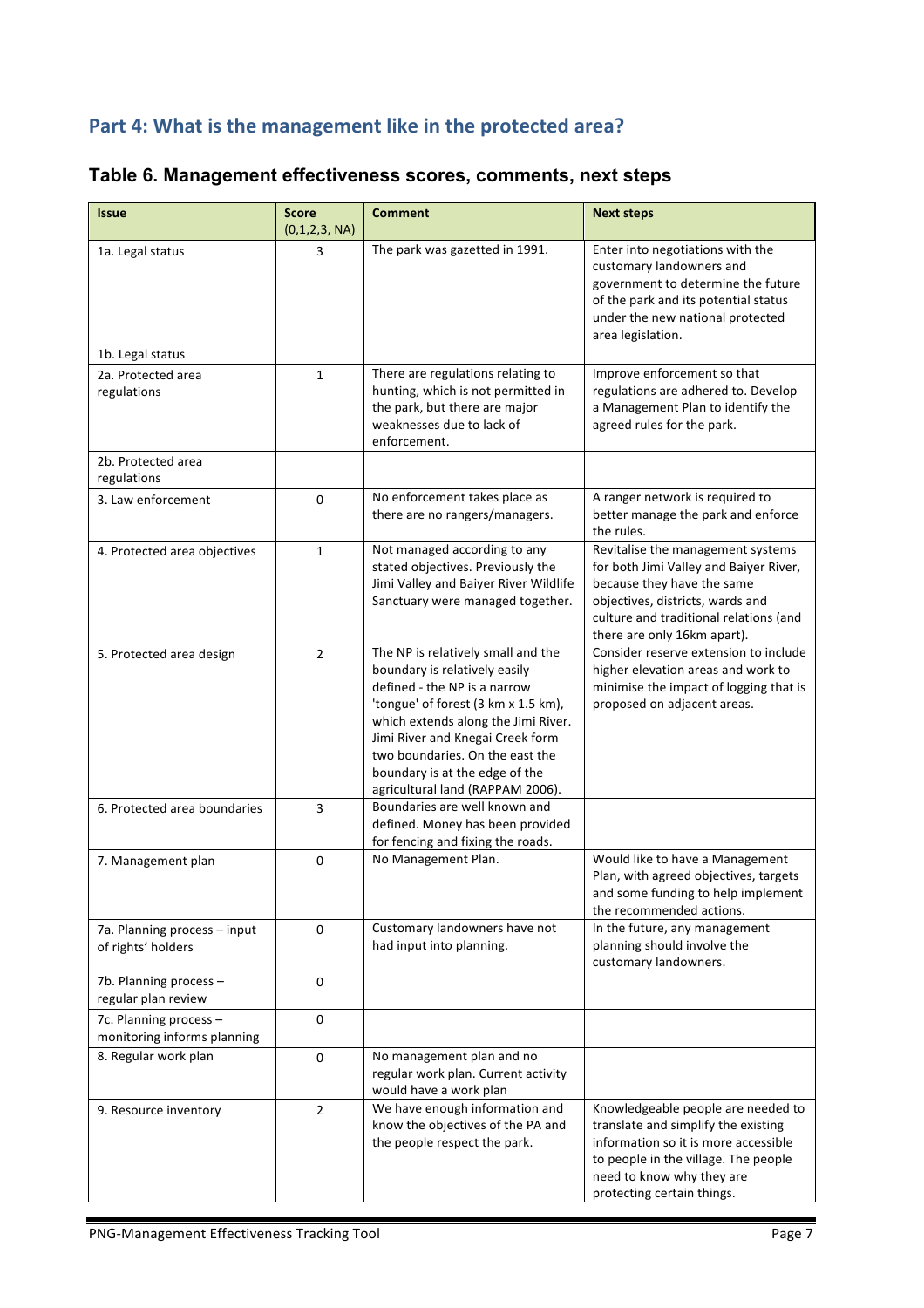## Part 4: What is the management like in the protected area?

### Table 6. Management effectiveness scores, comments, next steps

| Issue | Score (0,1,2,3, NA) | Comment | Next steps |
|---|---|---|---|
| 1a. Legal status | 3 | The park was gazetted in 1991. | Enter into negotiations with the customary landowners and government to determine the future of the park and its potential status under the new national protected area legislation. |
| 1b. Legal status | | | |
| 2a. Protected area regulations | 1 | There are regulations relating to hunting, which is not permitted in the park, but there are major weaknesses due to lack of enforcement. | Improve enforcement so that regulations are adhered to. Develop a Management Plan to identify the agreed rules for the park. |
| 2b. Protected area regulations | | | |
| 3. Law enforcement | 0 | No enforcement takes place as there are no rangers/managers. | A ranger network is required to better manage the park and enforce the rules. |
| 4. Protected area objectives | 1 | Not managed according to any stated objectives. Previously the Jimi Valley and Baiyer River Wildlife Sanctuary were managed together. | Revitalise the management systems for both Jimi Valley and Baiyer River, because they have the same objectives, districts, wards and culture and traditional relations (and there are only 16km apart). |
| 5. Protected area design | 2 | The NP is relatively small and the boundary is relatively easily defined - the NP is a narrow 'tongue' of forest (3 km x 1.5 km), which extends along the Jimi River. Jimi River and Knegai Creek form two boundaries. On the east the boundary is at the edge of the agricultural land (RAPPAM 2006). | Consider reserve extension to include higher elevation areas and work to minimise the impact of logging that is proposed on adjacent areas. |
| 6. Protected area boundaries | 3 | Boundaries are well known and defined. Money has been provided for fencing and fixing the roads. | |
| 7. Management plan | 0 | No Management Plan. | Would like to have a Management Plan, with agreed objectives, targets and some funding to help implement the recommended actions. |
| 7a. Planning process – input of rights' holders | 0 | Customary landowners have not had input into planning. | In the future, any management planning should involve the customary landowners. |
| 7b. Planning process – regular plan review | 0 | | |
| 7c. Planning process – monitoring informs planning | 0 | | |
| 8. Regular work plan | 0 | No management plan and no regular work plan. Current activity would have a work plan | |
| 9. Resource inventory | 2 | We have enough information and know the objectives of the PA and the people respect the park. | Knowledgeable people are needed to translate and simplify the existing information so it is more accessible to people in the village. The people need to know why they are protecting certain things. |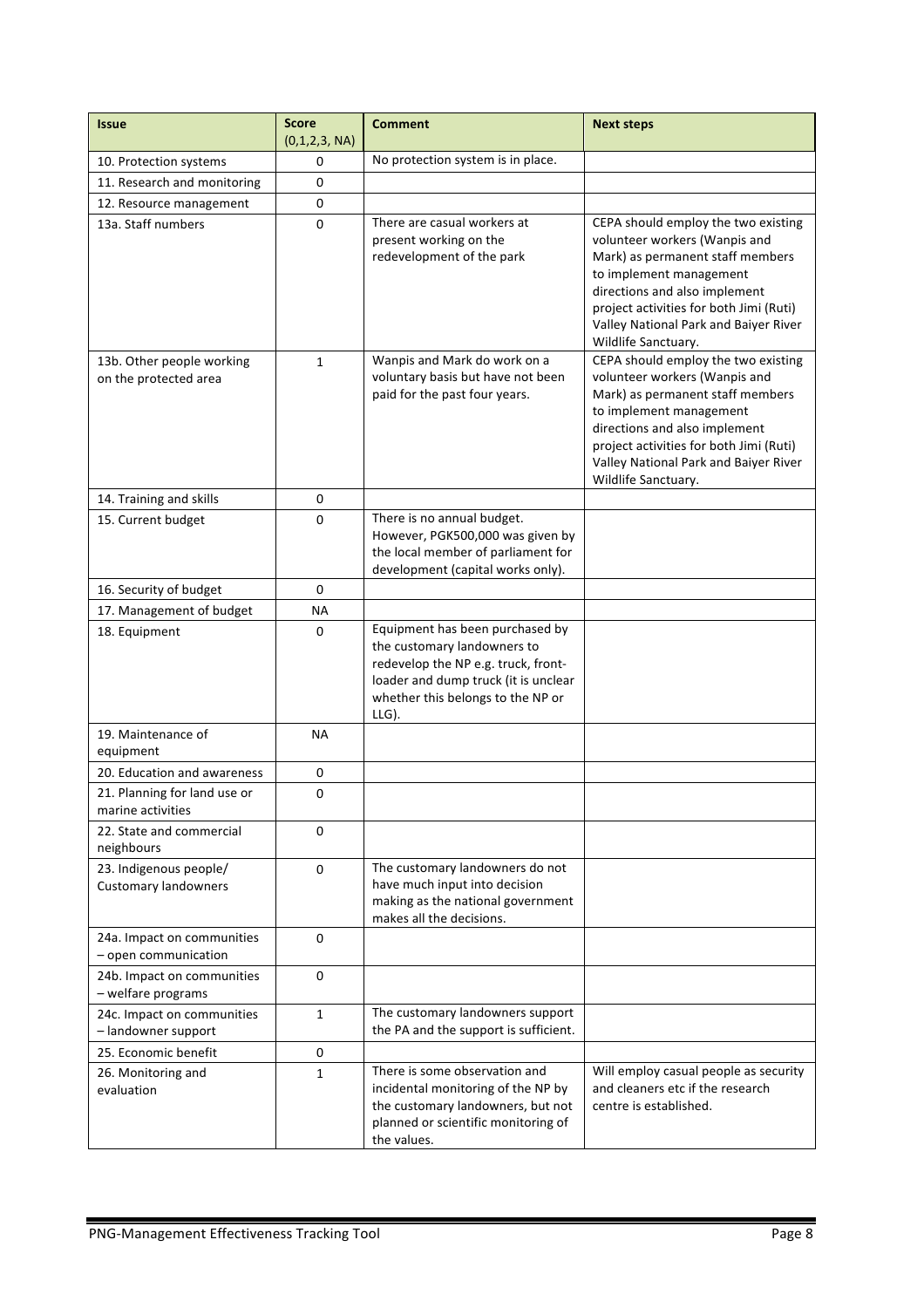| Issue | Score (0,1,2,3, NA) | Comment | Next steps |
|---|---|---|---|
| 10. Protection systems | 0 | No protection system is in place. | |
| 11. Research and monitoring | 0 | | |
| 12. Resource management | 0 | | |
| 13a. Staff numbers | 0 | There are casual workers at present working on the redevelopment of the park | CEPA should employ the two existing volunteer workers (Wanpis and Mark) as permanent staff members to implement management directions and also implement project activities for both Jimi (Ruti) Valley National Park and Baiyer River Wildlife Sanctuary. |
| 13b. Other people working on the protected area | 1 | Wanpis and Mark do work on a voluntary basis but have not been paid for the past four years. | CEPA should employ the two existing volunteer workers (Wanpis and Mark) as permanent staff members to implement management directions and also implement project activities for both Jimi (Ruti) Valley National Park and Baiyer River Wildlife Sanctuary. |
| 14. Training and skills | 0 | | |
| 15. Current budget | 0 | There is no annual budget. However, PGK500,000 was given by the local member of parliament for development (capital works only). | |
| 16. Security of budget | 0 | | |
| 17. Management of budget | NA | | |
| 18. Equipment | 0 | Equipment has been purchased by the customary landowners to redevelop the NP e.g. truck, front-loader and dump truck (it is unclear whether this belongs to the NP or LLG). | |
| 19. Maintenance of equipment | NA | | |
| 20. Education and awareness | 0 | | |
| 21. Planning for land use or marine activities | 0 | | |
| 22. State and commercial neighbours | 0 | | |
| 23. Indigenous people/ Customary landowners | 0 | The customary landowners do not have much input into decision making as the national government makes all the decisions. | |
| 24a. Impact on communities – open communication | 0 | | |
| 24b. Impact on communities – welfare programs | 0 | | |
| 24c. Impact on communities – landowner support | 1 | The customary landowners support the PA and the support is sufficient. | |
| 25. Economic benefit | 0 | | |
| 26. Monitoring and evaluation | 1 | There is some observation and incidental monitoring of the NP by the customary landowners, but not planned or scientific monitoring of the values. | Will employ casual people as security and cleaners etc if the research centre is established. |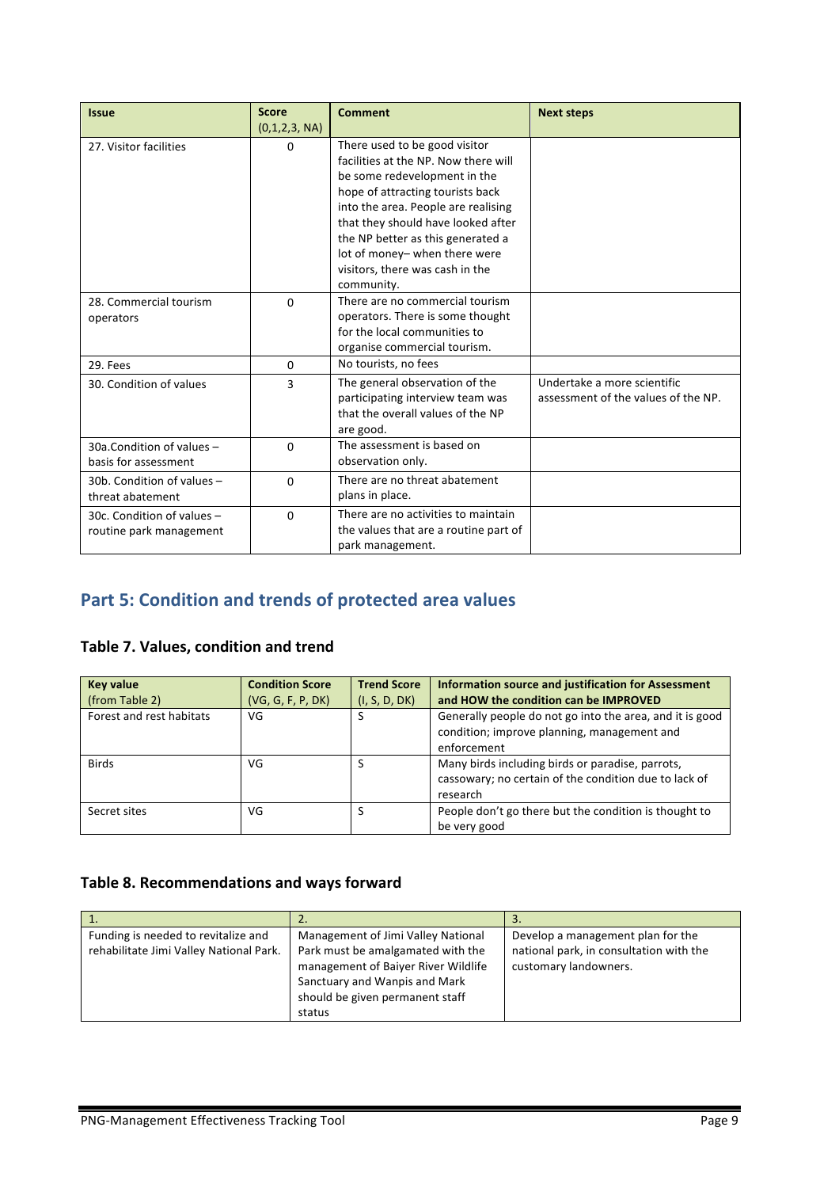| Issue | Score (0,1,2,3, NA) | Comment | Next steps |
|---|---|---|---|
| 27. Visitor facilities | 0 | There used to be good visitor facilities at the NP. Now there will be some redevelopment in the hope of attracting tourists back into the area. People are realising that they should have looked after the NP better as this generated a lot of money– when there were visitors, there was cash in the community. | |
| 28. Commercial tourism operators | 0 | There are no commercial tourism operators. There is some thought for the local communities to organise commercial tourism. | |
| 29. Fees | 0 | No tourists, no fees | |
| 30. Condition of values | 3 | The general observation of the participating interview team was that the overall values of the NP are good. | Undertake a more scientific assessment of the values of the NP. |
| 30a.Condition of values – basis for assessment | 0 | The assessment is based on observation only. | |
| 30b. Condition of values – threat abatement | 0 | There are no threat abatement plans in place. | |
| 30c. Condition of values – routine park management | 0 | There are no activities to maintain the values that are a routine part of park management. | |

## Part 5: Condition and trends of protected area values

### Table 7. Values, condition and trend

| Key value (from Table 2) | Condition Score (VG, G, F, P, DK) | Trend Score (I, S, D, DK) | Information source and justification for Assessment and HOW the condition can be IMPROVED |
|---|---|---|---|
| Forest and rest habitats | VG | S | Generally people do not go into the area, and it is good condition; improve planning, management and enforcement |
| Birds | VG | S | Many birds including birds or paradise, parrots, cassowary; no certain of the condition due to lack of research |
| Secret sites | VG | S | People don't go there but the condition is thought to be very good |

### Table 8. Recommendations and ways forward

| 1. | 2. | 3. |
|---|---|---|
| Funding is needed to revitalize and rehabilitate Jimi Valley National Park. | Management of Jimi Valley National Park must be amalgamated with the management of Baiyer River Wildlife Sanctuary and Wanpis and Mark should be given permanent staff status | Develop a management plan for the national park, in consultation with the customary landowners. |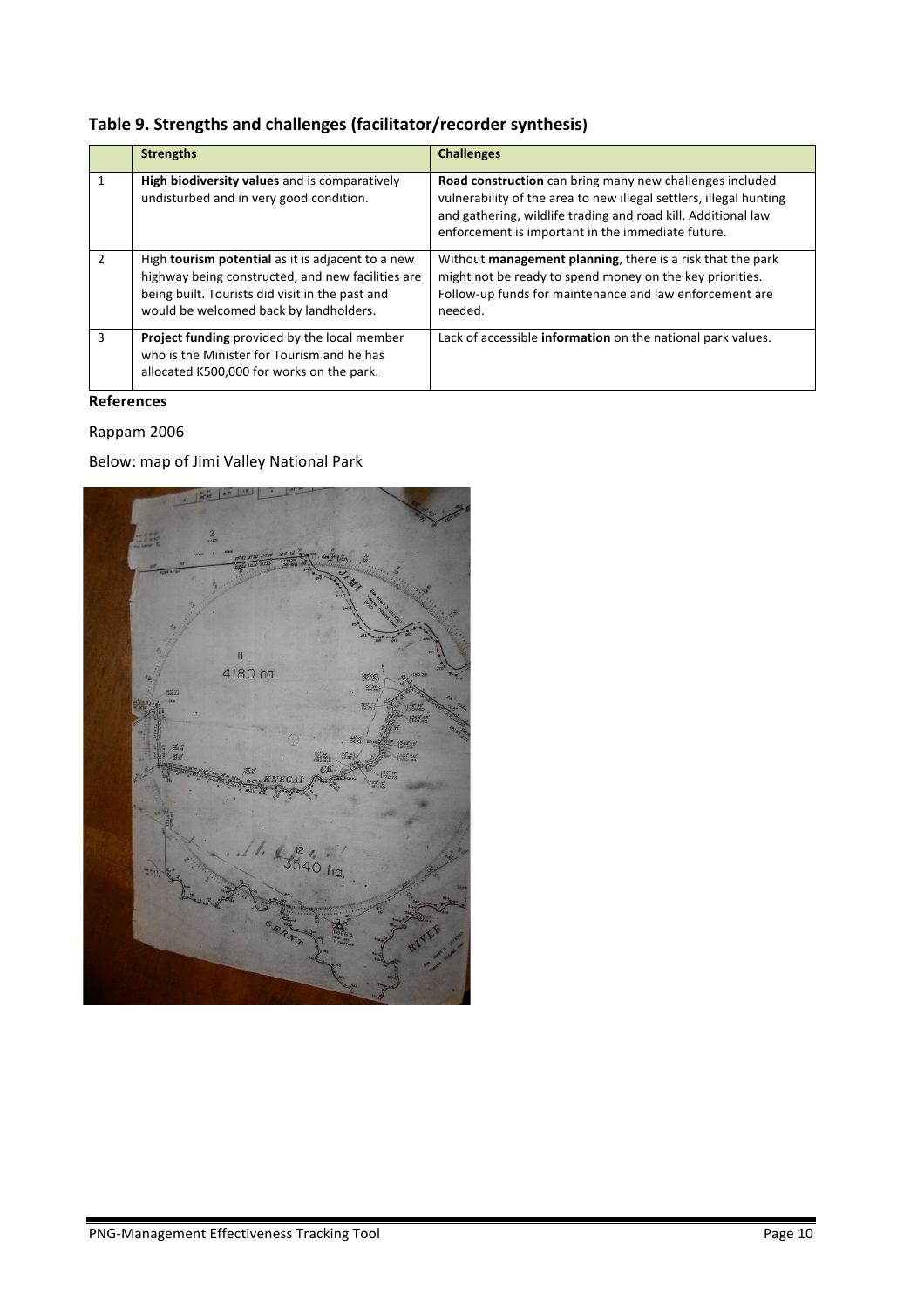## Table 9. Strengths and challenges (facilitator/recorder synthesis)

| | Strengths | Challenges |
|---|---|---|
| 1 | **High biodiversity values** and is comparatively undisturbed and in very good condition. | **Road construction** can bring many new challenges included vulnerability of the area to new illegal settlers, illegal hunting and gathering, wildlife trading and road kill. Additional law enforcement is important in the immediate future. |
| 2 | High **tourism potential** as it is adjacent to a new highway being constructed, and new facilities are being built. Tourists did visit in the past and would be welcomed back by landholders. | Without **management planning**, there is a risk that the park might not be ready to spend money on the key priorities. Follow-up funds for maintenance and law enforcement are needed. |
| 3 | **Project funding** provided by the local member who is the Minister for Tourism and he has allocated K500,000 for works on the park. | Lack of accessible **information** on the national park values. |

**References**

Rappam 2006

Below: map of Jimi Valley National Park